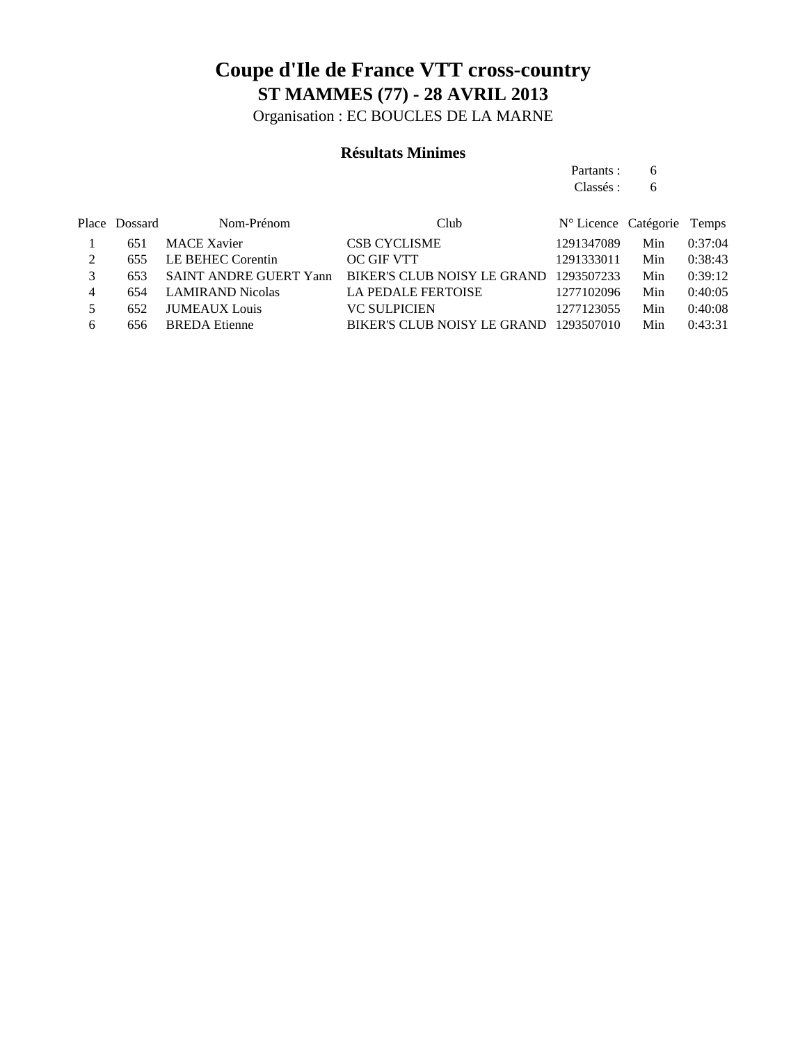# Coupe d'Ile de France VTT cross-country

## ST MAMMES (77) - 28 AVRIL 2013

Organisation : EC BOUCLES DE LA MARNE

### Résultats Minimes

Partants : 6

Classés : 6

| Place | Dossard | Nom-Prénom | Club | N° Licence | Catégorie | Temps |
|---|---|---|---|---|---|---|
| 1 | 651 | MACE Xavier | CSB CYCLISME | 1291347089 | Min | 0:37:04 |
| 2 | 655 | LE BEHEC Corentin | OC GIF VTT | 1291333011 | Min | 0:38:43 |
| 3 | 653 | SAINT ANDRE GUERT Yann | BIKER'S CLUB NOISY LE GRAND | 1293507233 | Min | 0:39:12 |
| 4 | 654 | LAMIRAND Nicolas | LA PEDALE FERTOISE | 1277102096 | Min | 0:40:05 |
| 5 | 652 | JUMEAUX Louis | VC SULPICIEN | 1277123055 | Min | 0:40:08 |
| 6 | 656 | BREDA Etienne | BIKER'S CLUB NOISY LE GRAND | 1293507010 | Min | 0:43:31 |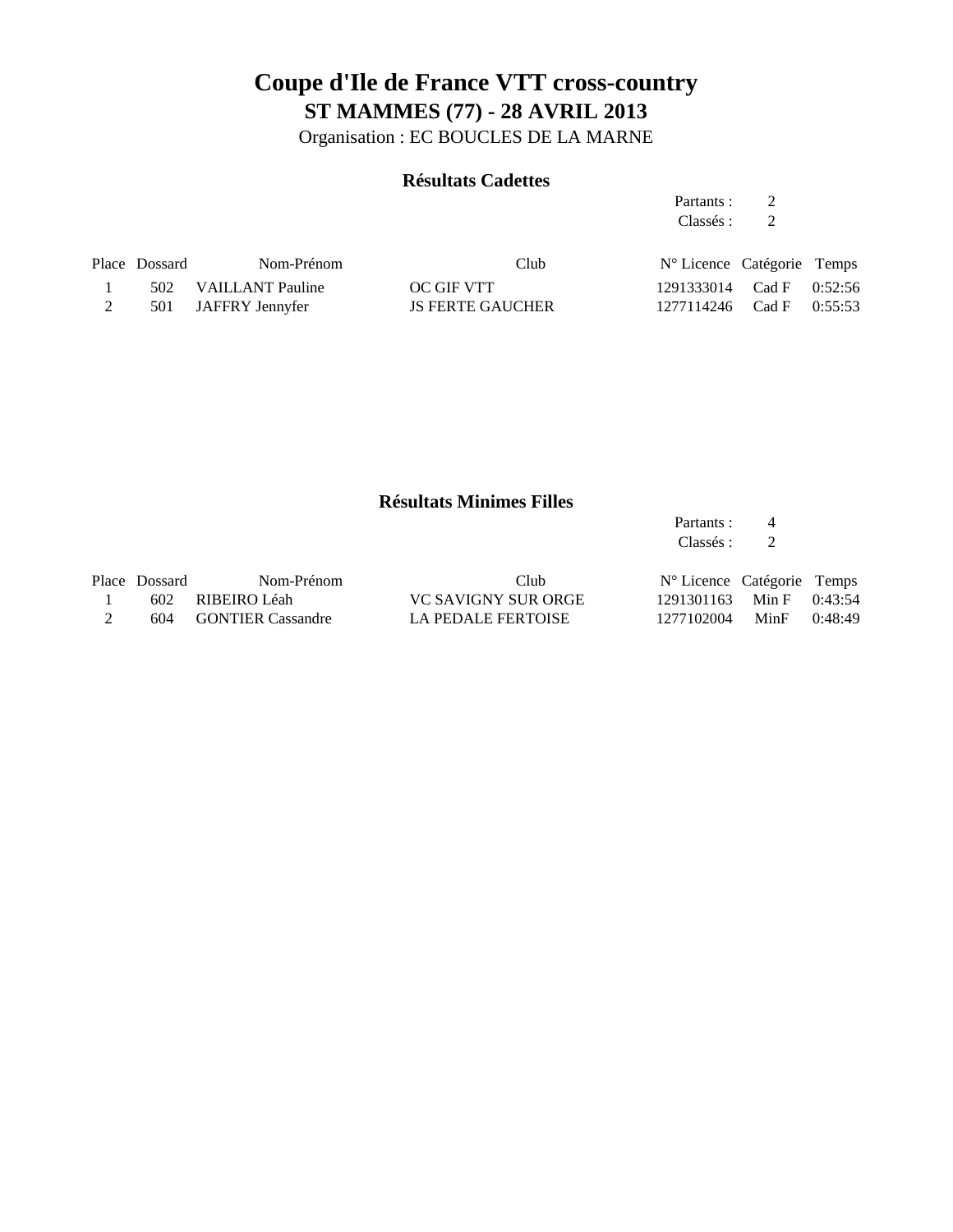# Coupe d'Ile de France VTT cross-country

## ST MAMMES (77) - 28 AVRIL 2013

Organisation : EC BOUCLES DE LA MARNE

### Résultats Cadettes

Partants : 2
Classés : 2

| Place | Dossard | Nom-Prénom | Club | N° Licence | Catégorie | Temps |
|---|---|---|---|---|---|---|
| 1 | 502 | VAILLANT Pauline | OC GIF VTT | 1291333014 | Cad F | 0:52:56 |
| 2 | 501 | JAFFRY Jennyfer | JS FERTE GAUCHER | 1277114246 | Cad F | 0:55:53 |

### Résultats Minimes Filles

Partants : 4
Classés : 2

| Place | Dossard | Nom-Prénom | Club | N° Licence | Catégorie | Temps |
|---|---|---|---|---|---|---|
| 1 | 602 | RIBEIRO Léah | VC SAVIGNY SUR ORGE | 1291301163 | Min F | 0:43:54 |
| 2 | 604 | GONTIER Cassandre | LA PEDALE FERTOISE | 1277102004 | MinF | 0:48:49 |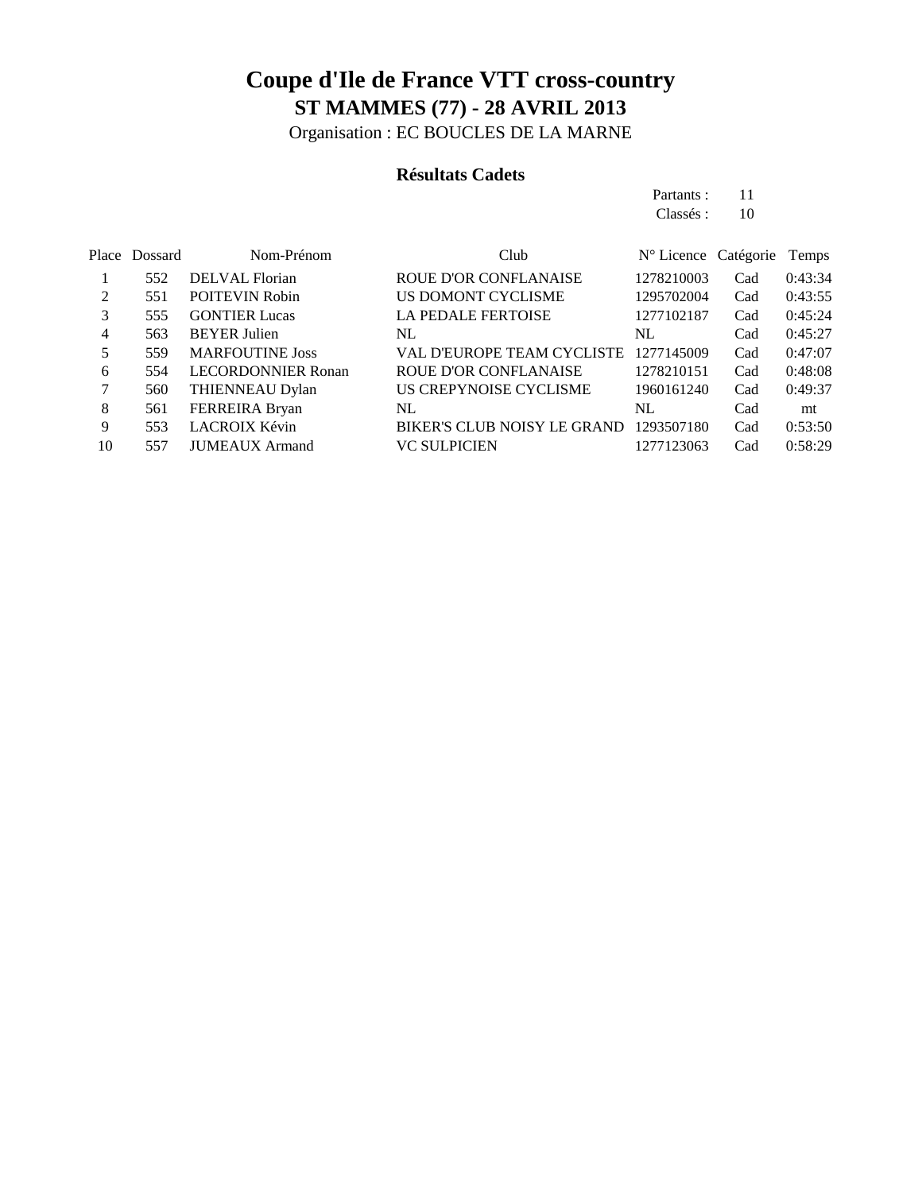# Coupe d'Ile de France VTT cross-country

## ST MAMMES (77) - 28 AVRIL 2013

Organisation : EC BOUCLES DE LA MARNE

### Résultats Cadets

Partants : 11
Classés : 10

| Place | Dossard | Nom-Prénom | Club | N° Licence | Catégorie | Temps |
|---|---|---|---|---|---|---|
| 1 | 552 | DELVAL Florian | ROUE D'OR CONFLANAISE | 1278210003 | Cad | 0:43:34 |
| 2 | 551 | POITEVIN Robin | US DOMONT CYCLISME | 1295702004 | Cad | 0:43:55 |
| 3 | 555 | GONTIER Lucas | LA PEDALE FERTOISE | 1277102187 | Cad | 0:45:24 |
| 4 | 563 | BEYER Julien | NL | NL | Cad | 0:45:27 |
| 5 | 559 | MARFOUTINE Joss | VAL D'EUROPE TEAM CYCLISTE | 1277145009 | Cad | 0:47:07 |
| 6 | 554 | LECORDONNIER Ronan | ROUE D'OR CONFLANAISE | 1278210151 | Cad | 0:48:08 |
| 7 | 560 | THIENNEAU Dylan | US CREPYNOISE CYCLISME | 1960161240 | Cad | 0:49:37 |
| 8 | 561 | FERREIRA Bryan | NL | NL | Cad | mt |
| 9 | 553 | LACROIX Kévin | BIKER'S CLUB NOISY LE GRAND | 1293507180 | Cad | 0:53:50 |
| 10 | 557 | JUMEAUX Armand | VC SULPICIEN | 1277123063 | Cad | 0:58:29 |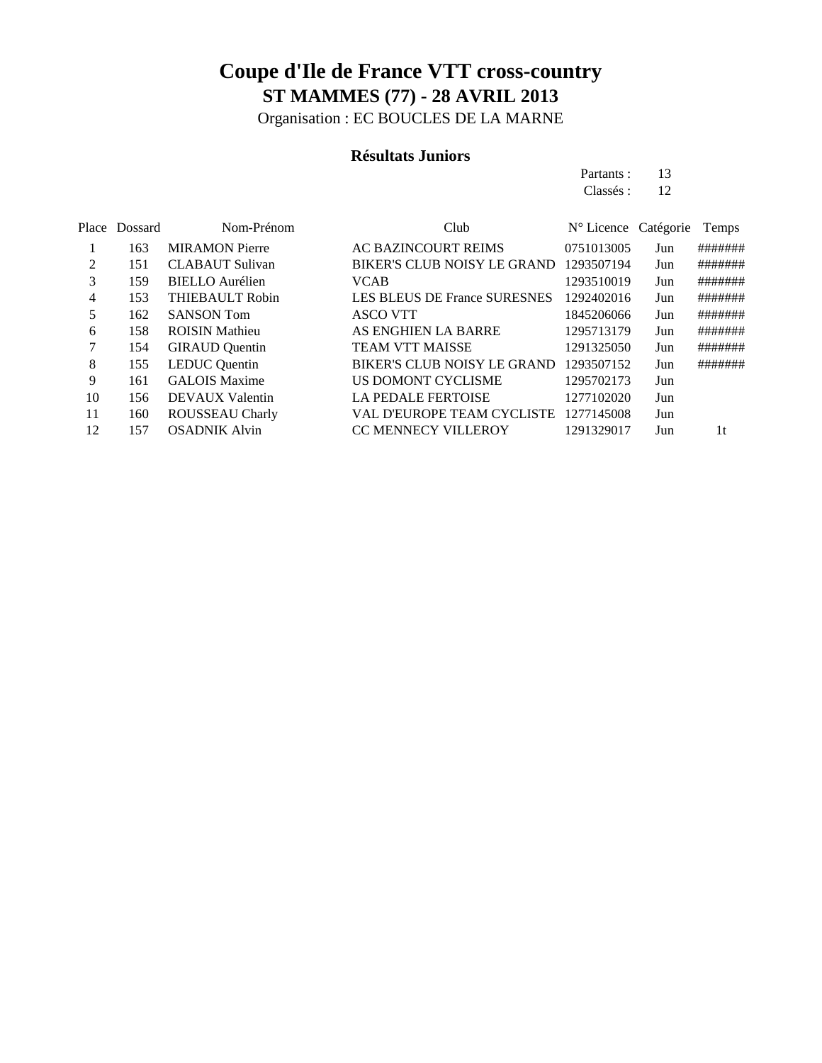# Coupe d'Ile de France VTT cross-country

## ST MAMMES (77) - 28 AVRIL 2013

Organisation : EC BOUCLES DE LA MARNE

### Résultats Juniors

Partants : 13
Classés : 12

| Place | Dossard | Nom-Prénom | Club | N° Licence | Catégorie | Temps |
|---|---|---|---|---|---|---|
| 1 | 163 | MIRAMON Pierre | AC BAZINCOURT REIMS | 0751013005 | Jun | ####### |
| 2 | 151 | CLABAUT Sulivan | BIKER'S CLUB NOISY LE GRAND | 1293507194 | Jun | ####### |
| 3 | 159 | BIELLO Aurélien | VCAB | 1293510019 | Jun | ####### |
| 4 | 153 | THIEBAULT Robin | LES BLEUS DE France SURESNES | 1292402016 | Jun | ####### |
| 5 | 162 | SANSON Tom | ASCO VTT | 1845206066 | Jun | ####### |
| 6 | 158 | ROISIN Mathieu | AS ENGHIEN LA BARRE | 1295713179 | Jun | ####### |
| 7 | 154 | GIRAUD Quentin | TEAM VTT MAISSE | 1291325050 | Jun | ####### |
| 8 | 155 | LEDUC Quentin | BIKER'S CLUB NOISY LE GRAND | 1293507152 | Jun | ####### |
| 9 | 161 | GALOIS Maxime | US DOMONT CYCLISME | 1295702173 | Jun | |
| 10 | 156 | DEVAUX Valentin | LA PEDALE FERTOISE | 1277102020 | Jun | |
| 11 | 160 | ROUSSEAU Charly | VAL D'EUROPE TEAM CYCLISTE | 1277145008 | Jun | |
| 12 | 157 | OSADNIK Alvin | CC MENNECY VILLEROY | 1291329017 | Jun | 1t |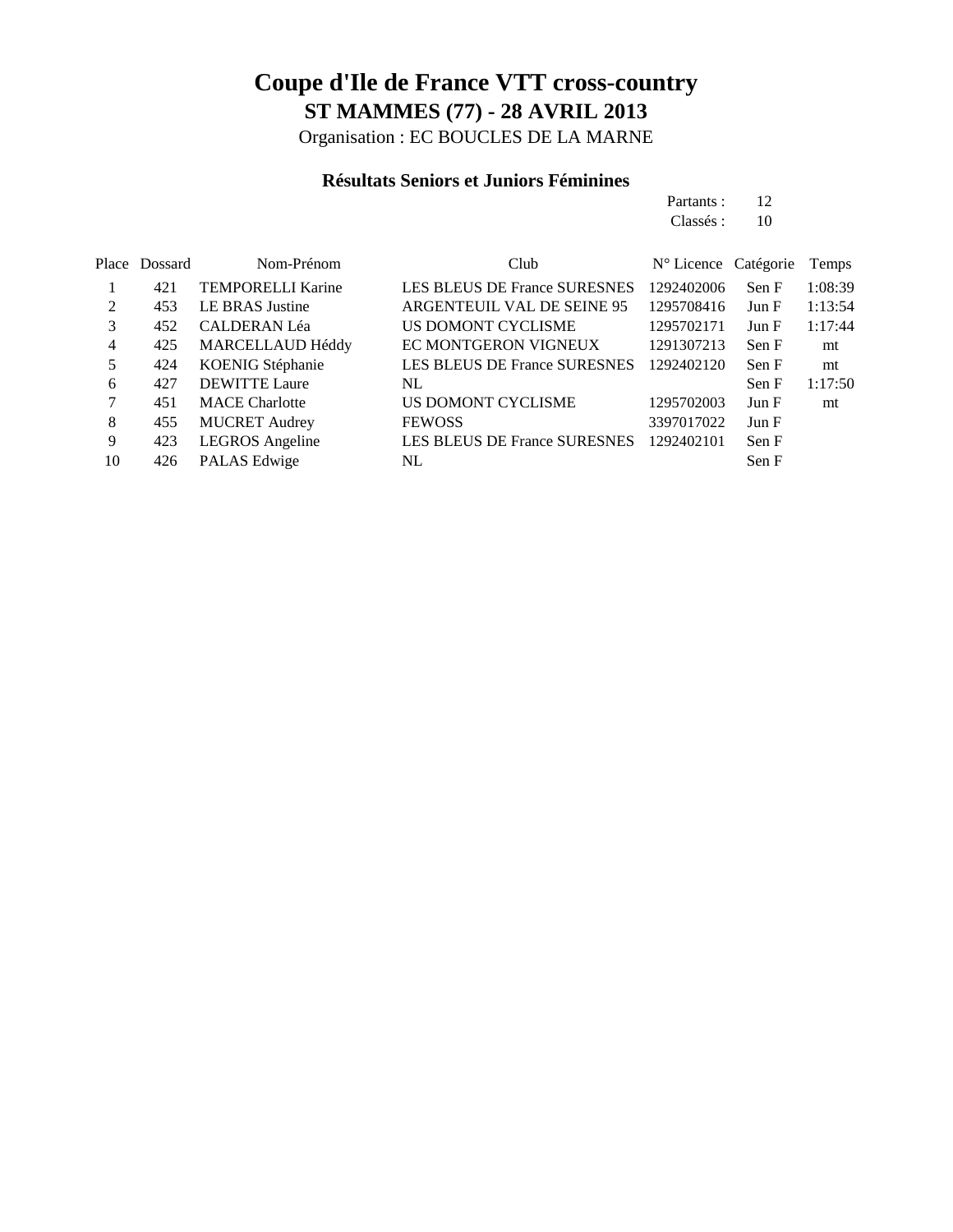# Coupe d'Ile de France VTT cross-country

## ST MAMMES (77) - 28 AVRIL 2013

Organisation : EC BOUCLES DE LA MARNE

### Résultats Seniors et Juniors Féminines

Partants : 12
Classés : 10

| Place | Dossard | Nom-Prénom | Club | N° Licence | Catégorie | Temps |
|---|---|---|---|---|---|---|
| 1 | 421 | TEMPORELLI Karine | LES BLEUS DE France SURESNES | 1292402006 | Sen F | 1:08:39 |
| 2 | 453 | LE BRAS Justine | ARGENTEUIL VAL DE SEINE 95 | 1295708416 | Jun F | 1:13:54 |
| 3 | 452 | CALDERAN Léa | US DOMONT CYCLISME | 1295702171 | Jun F | 1:17:44 |
| 4 | 425 | MARCELLAUD Héddy | EC MONTGERON VIGNEUX | 1291307213 | Sen F | mt |
| 5 | 424 | KOENIG Stéphanie | LES BLEUS DE France SURESNES | 1292402120 | Sen F | mt |
| 6 | 427 | DEWITTE Laure | NL | | Sen F | 1:17:50 |
| 7 | 451 | MACE Charlotte | US DOMONT CYCLISME | 1295702003 | Jun F | mt |
| 8 | 455 | MUCRET Audrey | FEWOSS | 3397017022 | Jun F | |
| 9 | 423 | LEGROS Angeline | LES BLEUS DE France SURESNES | 1292402101 | Sen F | |
| 10 | 426 | PALAS Edwige | NL | | Sen F | |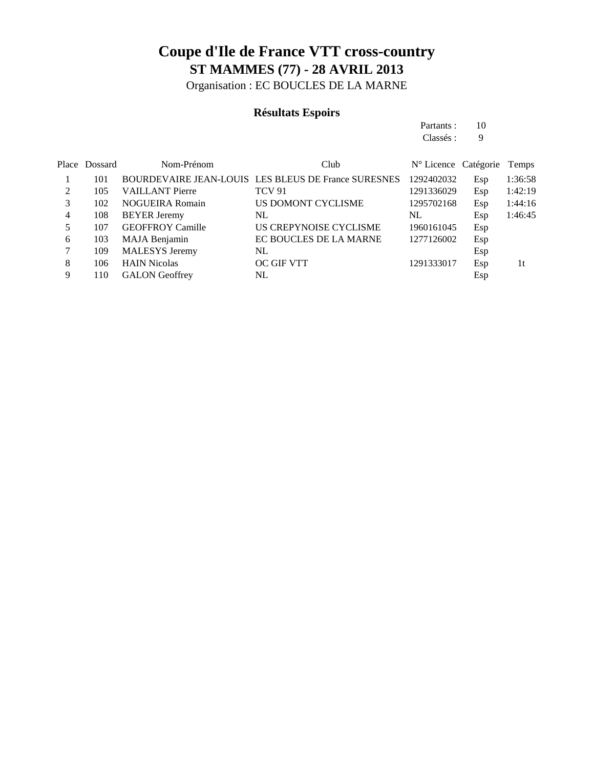# Coupe d'Ile de France VTT cross-country

## ST MAMMES (77) - 28 AVRIL 2013

Organisation : EC BOUCLES DE LA MARNE

### Résultats Espoirs

Partants : 10
Classés : 9

| Place | Dossard | Nom-Prénom | Club | N° Licence | Catégorie | Temps |
|---|---|---|---|---|---|---|
| 1 | 101 | BOURDEVAIRE JEAN-LOUIS | LES BLEUS DE France SURESNES | 1292402032 | Esp | 1:36:58 |
| 2 | 105 | VAILLANT Pierre | TCV 91 | 1291336029 | Esp | 1:42:19 |
| 3 | 102 | NOGUEIRA Romain | US DOMONT CYCLISME | 1295702168 | Esp | 1:44:16 |
| 4 | 108 | BEYER Jeremy | NL | NL | Esp | 1:46:45 |
| 5 | 107 | GEOFFROY Camille | US CREPYNOISE CYCLISME | 1960161045 | Esp | |
| 6 | 103 | MAJA Benjamin | EC BOUCLES DE LA MARNE | 1277126002 | Esp | |
| 7 | 109 | MALESYS Jeremy | NL | | Esp | |
| 8 | 106 | HAIN Nicolas | OC GIF VTT | 1291333017 | Esp | 1t |
| 9 | 110 | GALON Geoffrey | NL | | Esp | |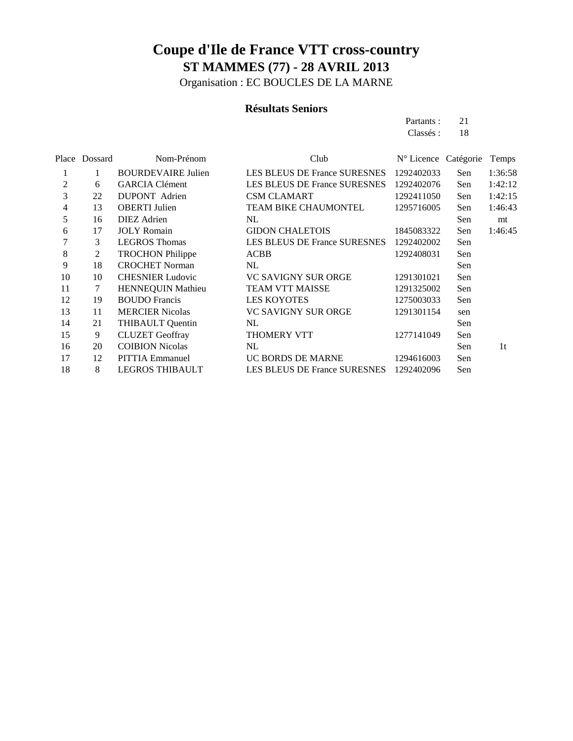# Coupe d'Ile de France VTT cross-country

## ST MAMMES (77) - 28 AVRIL 2013

Organisation : EC BOUCLES DE LA MARNE

### Résultats Seniors

Partants : 21
Classés : 18

| Place | Dossard | Nom-Prénom | Club | N° Licence | Catégorie | Temps |
|---|---|---|---|---|---|---|
| 1 | 1 | BOURDEVAIRE Julien | LES BLEUS DE France SURESNES | 1292402033 | Sen | 1:36:58 |
| 2 | 6 | GARCIA Clément | LES BLEUS DE France SURESNES | 1292402076 | Sen | 1:42:12 |
| 3 | 22 | DUPONT Adrien | CSM CLAMART | 1292411050 | Sen | 1:42:15 |
| 4 | 13 | OBERTI Julien | TEAM BIKE CHAUMONTEL | 1295716005 | Sen | 1:46:43 |
| 5 | 16 | DIEZ Adrien | NL | | Sen | mt |
| 6 | 17 | JOLY Romain | GIDON CHALETOIS | 1845083322 | Sen | 1:46:45 |
| 7 | 3 | LEGROS Thomas | LES BLEUS DE France SURESNES | 1292402002 | Sen | |
| 8 | 2 | TROCHON Philippe | ACBB | 1292408031 | Sen | |
| 9 | 18 | CROCHET Norman | NL | | Sen | |
| 10 | 10 | CHESNIER Ludovic | VC SAVIGNY SUR ORGE | 1291301021 | Sen | |
| 11 | 7 | HENNEQUIN Mathieu | TEAM VTT MAISSE | 1291325002 | Sen | |
| 12 | 19 | BOUDO Francis | LES KOYOTES | 1275003033 | Sen | |
| 13 | 11 | MERCIER Nicolas | VC SAVIGNY SUR ORGE | 1291301154 | sen | |
| 14 | 21 | THIBAULT Quentin | NL | | Sen | |
| 15 | 9 | CLUZET Geoffray | THOMERY VTT | 1277141049 | Sen | |
| 16 | 20 | COIBION Nicolas | NL | | Sen | 1t |
| 17 | 12 | PITTIA Emmanuel | UC BORDS DE MARNE | 1294616003 | Sen | |
| 18 | 8 | LEGROS THIBAULT | LES BLEUS DE France SURESNES | 1292402096 | Sen | |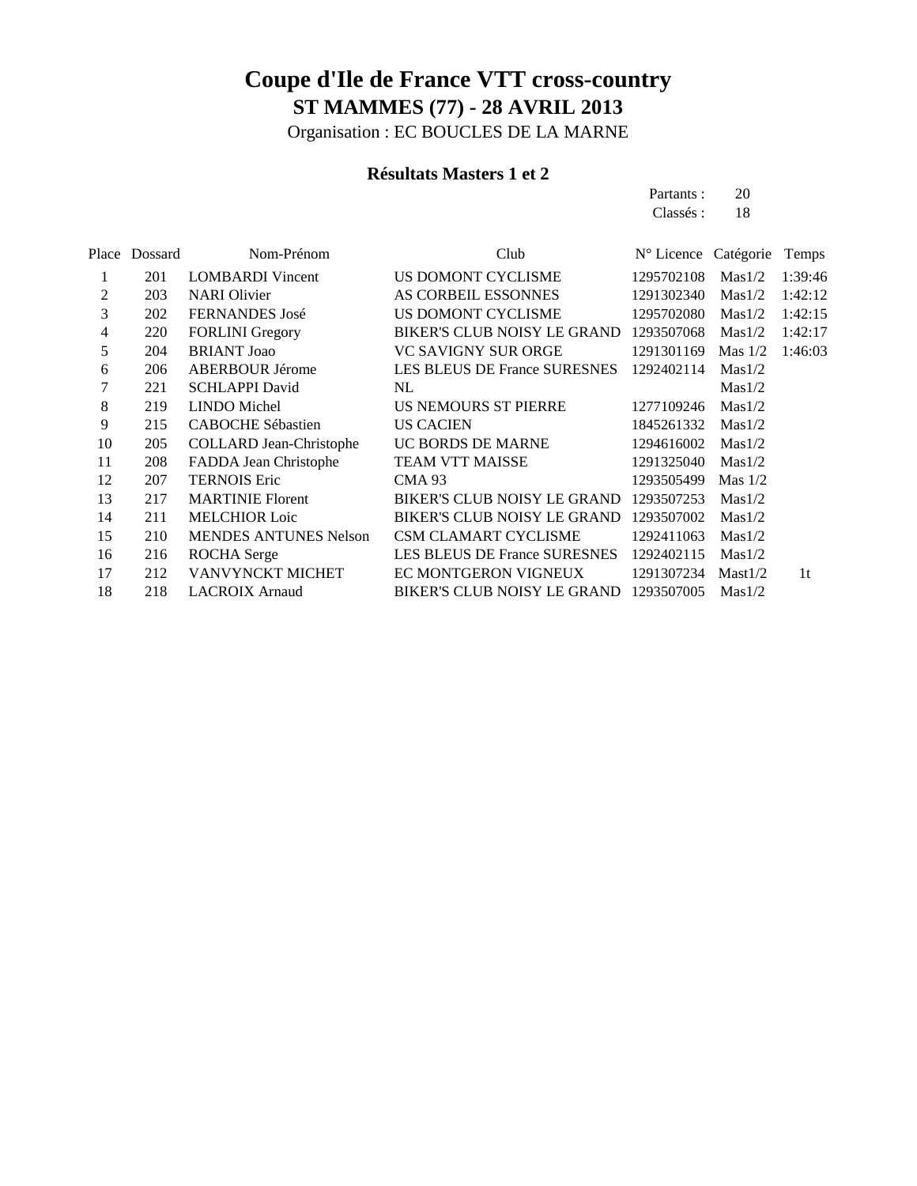# Coupe d'Ile de France VTT cross-country

## ST MAMMES (77) - 28 AVRIL 2013

Organisation : EC BOUCLES DE LA MARNE

### Résultats Masters 1 et 2

Partants : 20
Classés : 18

| Place | Dossard | Nom-Prénom | Club | N° Licence | Catégorie | Temps |
|---|---|---|---|---|---|---|
| 1 | 201 | LOMBARDI Vincent | US DOMONT CYCLISME | 1295702108 | Mas1/2 | 1:39:46 |
| 2 | 203 | NARI Olivier | AS CORBEIL ESSONNES | 1291302340 | Mas1/2 | 1:42:12 |
| 3 | 202 | FERNANDES José | US DOMONT CYCLISME | 1295702080 | Mas1/2 | 1:42:15 |
| 4 | 220 | FORLINI Gregory | BIKER'S CLUB NOISY LE GRAND | 1293507068 | Mas1/2 | 1:42:17 |
| 5 | 204 | BRIANT Joao | VC SAVIGNY SUR ORGE | 1291301169 | Mas 1/2 | 1:46:03 |
| 6 | 206 | ABERBOUR Jérome | LES BLEUS DE France SURESNES | 1292402114 | Mas1/2 | |
| 7 | 221 | SCHLAPPI David | NL | | Mas1/2 | |
| 8 | 219 | LINDO Michel | US NEMOURS ST PIERRE | 1277109246 | Mas1/2 | |
| 9 | 215 | CABOCHE Sébastien | US CACIEN | 1845261332 | Mas1/2 | |
| 10 | 205 | COLLARD Jean-Christophe | UC BORDS DE MARNE | 1294616002 | Mas1/2 | |
| 11 | 208 | FADDA Jean Christophe | TEAM VTT MAISSE | 1291325040 | Mas1/2 | |
| 12 | 207 | TERNOIS Eric | CMA 93 | 1293505499 | Mas 1/2 | |
| 13 | 217 | MARTINIE Florent | BIKER'S CLUB NOISY LE GRAND | 1293507253 | Mas1/2 | |
| 14 | 211 | MELCHIOR Loic | BIKER'S CLUB NOISY LE GRAND | 1293507002 | Mas1/2 | |
| 15 | 210 | MENDES ANTUNES Nelson | CSM CLAMART CYCLISME | 1292411063 | Mas1/2 | |
| 16 | 216 | ROCHA Serge | LES BLEUS DE France SURESNES | 1292402115 | Mas1/2 | |
| 17 | 212 | VANVYNCKT MICHET | EC MONTGERON VIGNEUX | 1291307234 | Mast1/2 | 1t |
| 18 | 218 | LACROIX Arnaud | BIKER'S CLUB NOISY LE GRAND | 1293507005 | Mas1/2 | |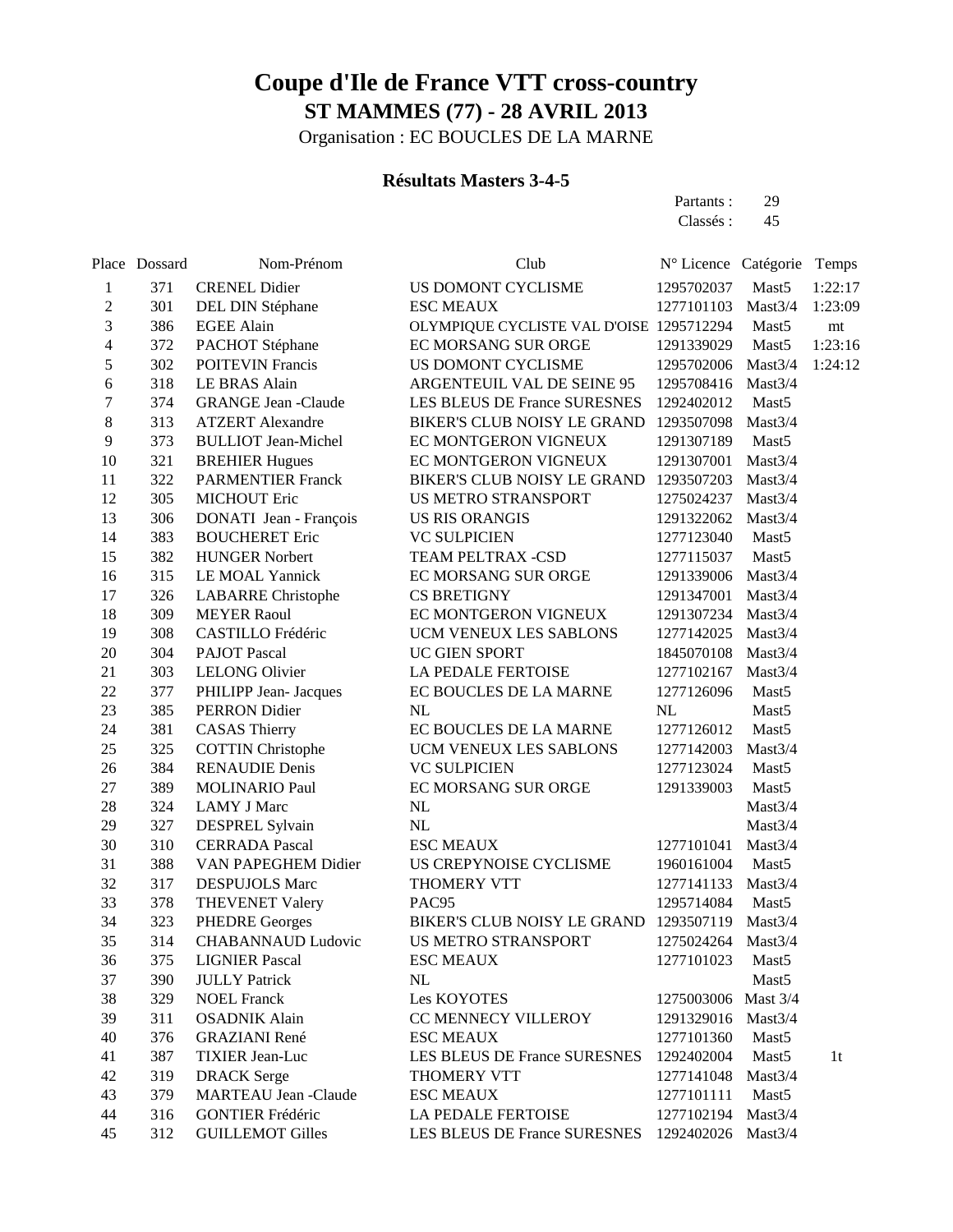# Coupe d'Ile de France VTT cross-country

## ST MAMMES (77) - 28 AVRIL 2013

Organisation : EC BOUCLES DE LA MARNE

### Résultats Masters 3-4-5

Partants : 29
Classés : 45

| Place | Dossard | Nom-Prénom | Club | N° Licence | Catégorie | Temps |
|---|---|---|---|---|---|---|
| 1 | 371 | CRENEL Didier | US DOMONT CYCLISME | 1295702037 | Mast5 | 1:22:17 |
| 2 | 301 | DEL DIN Stéphane | ESC MEAUX | 1277101103 | Mast3/4 | 1:23:09 |
| 3 | 386 | EGEE Alain | OLYMPIQUE CYCLISTE VAL D'OISE | 1295712294 | Mast5 | mt |
| 4 | 372 | PACHOT Stéphane | EC MORSANG SUR ORGE | 1291339029 | Mast5 | 1:23:16 |
| 5 | 302 | POITEVIN Francis | US DOMONT CYCLISME | 1295702006 | Mast3/4 | 1:24:12 |
| 6 | 318 | LE BRAS Alain | ARGENTEUIL VAL DE SEINE 95 | 1295708416 | Mast3/4 | |
| 7 | 374 | GRANGE Jean -Claude | LES BLEUS DE France SURESNES | 1292402012 | Mast5 | |
| 8 | 313 | ATZERT Alexandre | BIKER'S CLUB NOISY LE GRAND | 1293507098 | Mast3/4 | |
| 9 | 373 | BULLIOT Jean-Michel | EC MONTGERON VIGNEUX | 1291307189 | Mast5 | |
| 10 | 321 | BREHIER Hugues | EC MONTGERON VIGNEUX | 1291307001 | Mast3/4 | |
| 11 | 322 | PARMENTIER Franck | BIKER'S CLUB NOISY LE GRAND | 1293507203 | Mast3/4 | |
| 12 | 305 | MICHOUT Eric | US METRO STRANSPORT | 1275024237 | Mast3/4 | |
| 13 | 306 | DONATI Jean - François | US RIS ORANGIS | 1291322062 | Mast3/4 | |
| 14 | 383 | BOUCHERET Eric | VC SULPICIEN | 1277123040 | Mast5 | |
| 15 | 382 | HUNGER Norbert | TEAM PELTRAX -CSD | 1277115037 | Mast5 | |
| 16 | 315 | LE MOAL Yannick | EC MORSANG SUR ORGE | 1291339006 | Mast3/4 | |
| 17 | 326 | LABARRE Christophe | CS BRETIGNY | 1291347001 | Mast3/4 | |
| 18 | 309 | MEYER Raoul | EC MONTGERON VIGNEUX | 1291307234 | Mast3/4 | |
| 19 | 308 | CASTILLO Frédéric | UCM VENEUX LES SABLONS | 1277142025 | Mast3/4 | |
| 20 | 304 | PAJOT Pascal | UC GIEN SPORT | 1845070108 | Mast3/4 | |
| 21 | 303 | LELONG Olivier | LA PEDALE FERTOISE | 1277102167 | Mast3/4 | |
| 22 | 377 | PHILIPP Jean- Jacques | EC BOUCLES DE LA MARNE | 1277126096 | Mast5 | |
| 23 | 385 | PERRON Didier | NL | NL | Mast5 | |
| 24 | 381 | CASAS Thierry | EC BOUCLES DE LA MARNE | 1277126012 | Mast5 | |
| 25 | 325 | COTTIN Christophe | UCM VENEUX LES SABLONS | 1277142003 | Mast3/4 | |
| 26 | 384 | RENAUDIE Denis | VC SULPICIEN | 1277123024 | Mast5 | |
| 27 | 389 | MOLINARIO Paul | EC MORSANG SUR ORGE | 1291339003 | Mast5 | |
| 28 | 324 | LAMY J Marc | NL | | Mast3/4 | |
| 29 | 327 | DESPREL Sylvain | NL | | Mast3/4 | |
| 30 | 310 | CERRADA Pascal | ESC MEAUX | 1277101041 | Mast3/4 | |
| 31 | 388 | VAN PAPEGHEM Didier | US CREPYNOISE CYCLISME | 1960161004 | Mast5 | |
| 32 | 317 | DESPUJOLS Marc | THOMERY VTT | 1277141133 | Mast3/4 | |
| 33 | 378 | THEVENET Valery | PAC95 | 1295714084 | Mast5 | |
| 34 | 323 | PHEDRE Georges | BIKER'S CLUB NOISY LE GRAND | 1293507119 | Mast3/4 | |
| 35 | 314 | CHABANNAUD Ludovic | US METRO STRANSPORT | 1275024264 | Mast3/4 | |
| 36 | 375 | LIGNIER Pascal | ESC MEAUX | 1277101023 | Mast5 | |
| 37 | 390 | JULLY Patrick | NL | | Mast5 | |
| 38 | 329 | NOEL Franck | Les KOYOTES | 1275003006 | Mast 3/4 | |
| 39 | 311 | OSADNIK Alain | CC MENNECY VILLEROY | 1291329016 | Mast3/4 | |
| 40 | 376 | GRAZIANI René | ESC MEAUX | 1277101360 | Mast5 | |
| 41 | 387 | TIXIER Jean-Luc | LES BLEUS DE France SURESNES | 1292402004 | Mast5 | 1t |
| 42 | 319 | DRACK Serge | THOMERY VTT | 1277141048 | Mast3/4 | |
| 43 | 379 | MARTEAU Jean -Claude | ESC MEAUX | 1277101111 | Mast5 | |
| 44 | 316 | GONTIER Frédéric | LA PEDALE FERTOISE | 1277102194 | Mast3/4 | |
| 45 | 312 | GUILLEMOT Gilles | LES BLEUS DE France SURESNES | 1292402026 | Mast3/4 | |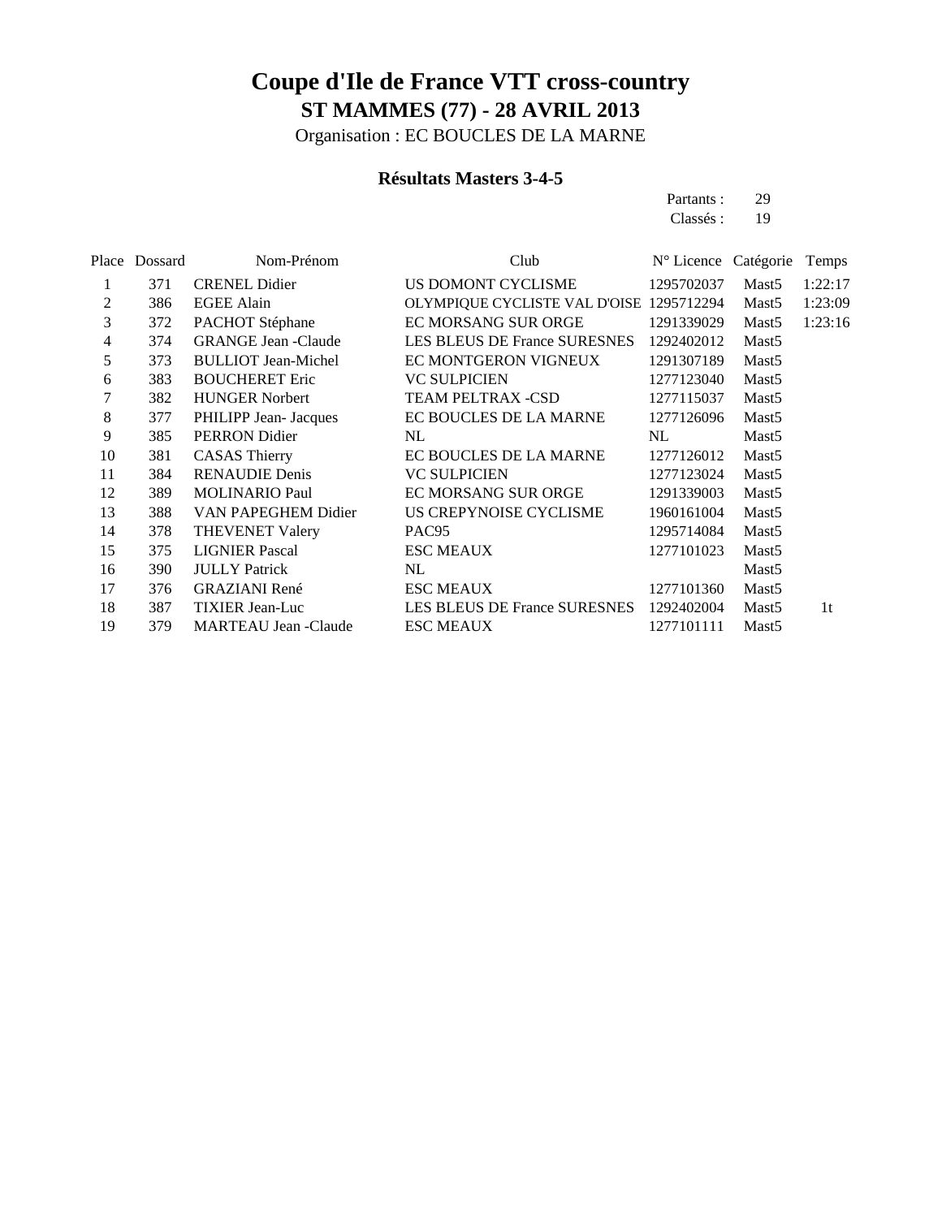# Coupe d'Ile de France VTT cross-country

## ST MAMMES (77) - 28 AVRIL 2013

Organisation : EC BOUCLES DE LA MARNE

### Résultats Masters 3-4-5

Partants : 29
Classés : 19

| Place | Dossard | Nom-Prénom | Club | N° Licence | Catégorie | Temps |
|---|---|---|---|---|---|---|
| 1 | 371 | CRENEL Didier | US DOMONT CYCLISME | 1295702037 | Mast5 | 1:22:17 |
| 2 | 386 | EGEE Alain | OLYMPIQUE CYCLISTE VAL D'OISE | 1295712294 | Mast5 | 1:23:09 |
| 3 | 372 | PACHOT Stéphane | EC MORSANG SUR ORGE | 1291339029 | Mast5 | 1:23:16 |
| 4 | 374 | GRANGE Jean -Claude | LES BLEUS DE France SURESNES | 1292402012 | Mast5 | |
| 5 | 373 | BULLIOT Jean-Michel | EC MONTGERON VIGNEUX | 1291307189 | Mast5 | |
| 6 | 383 | BOUCHERET Eric | VC SULPICIEN | 1277123040 | Mast5 | |
| 7 | 382 | HUNGER Norbert | TEAM PELTRAX -CSD | 1277115037 | Mast5 | |
| 8 | 377 | PHILIPP Jean- Jacques | EC BOUCLES DE LA MARNE | 1277126096 | Mast5 | |
| 9 | 385 | PERRON Didier | NL | NL | Mast5 | |
| 10 | 381 | CASAS Thierry | EC BOUCLES DE LA MARNE | 1277126012 | Mast5 | |
| 11 | 384 | RENAUDIE Denis | VC SULPICIEN | 1277123024 | Mast5 | |
| 12 | 389 | MOLINARIO Paul | EC MORSANG SUR ORGE | 1291339003 | Mast5 | |
| 13 | 388 | VAN PAPEGHEM Didier | US CREPYNOISE CYCLISME | 1960161004 | Mast5 | |
| 14 | 378 | THEVENET Valery | PAC95 | 1295714084 | Mast5 | |
| 15 | 375 | LIGNIER Pascal | ESC MEAUX | 1277101023 | Mast5 | |
| 16 | 390 | JULLY Patrick | NL | | Mast5 | |
| 17 | 376 | GRAZIANI René | ESC MEAUX | 1277101360 | Mast5 | |
| 18 | 387 | TIXIER Jean-Luc | LES BLEUS DE France SURESNES | 1292402004 | Mast5 | 1t |
| 19 | 379 | MARTEAU Jean -Claude | ESC MEAUX | 1277101111 | Mast5 | |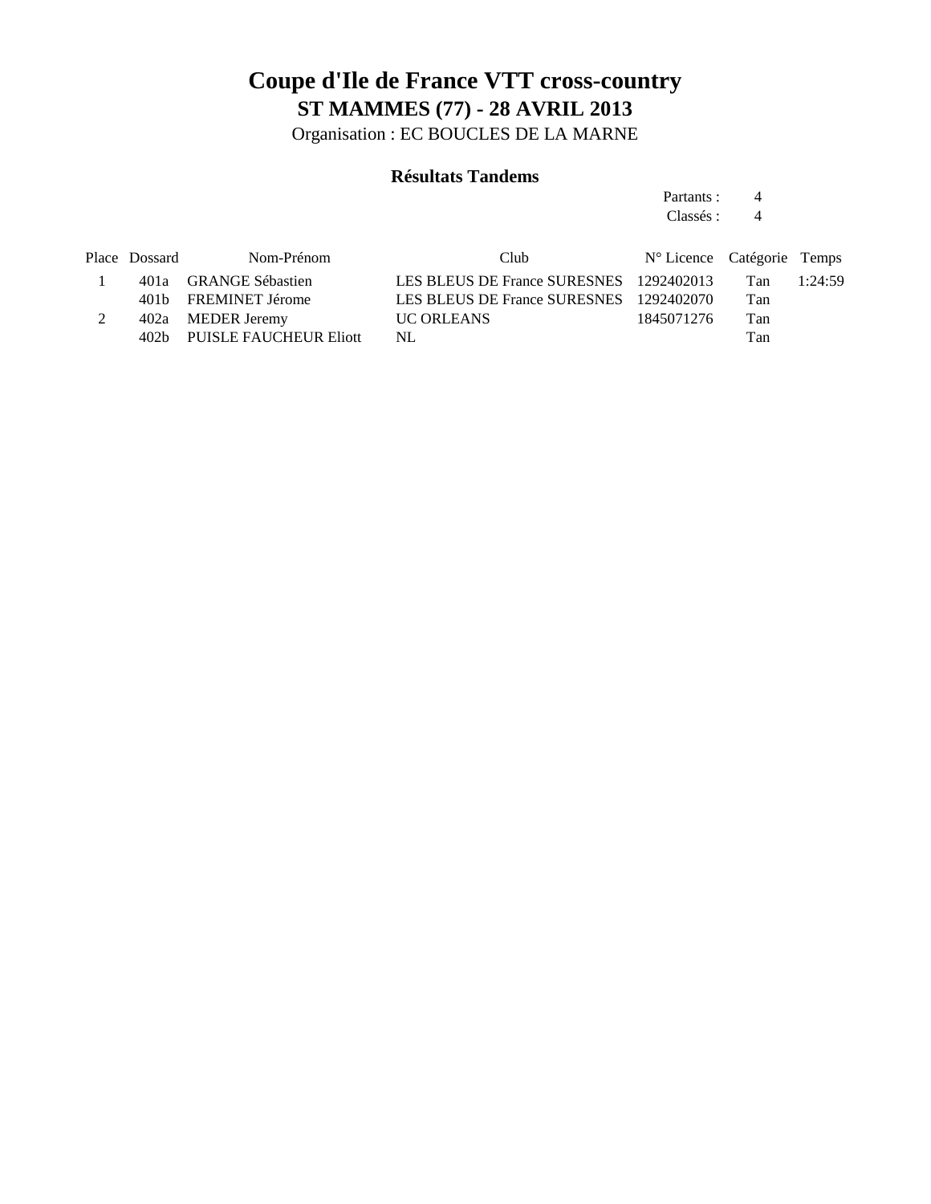# Coupe d'Ile de France VTT cross-country

## ST MAMMES (77) - 28 AVRIL 2013

Organisation : EC BOUCLES DE LA MARNE

### Résultats Tandems

Partants : 4
Classés : 4

| Place | Dossard | Nom-Prénom | Club | N° Licence | Catégorie | Temps |
|---|---|---|---|---|---|---|
| 1 | 401a | GRANGE Sébastien | LES BLEUS DE France SURESNES | 1292402013 | Tan | 1:24:59 |
| | 401b | FREMINET Jérome | LES BLEUS DE France SURESNES | 1292402070 | Tan | |
| 2 | 402a | MEDER Jeremy | UC ORLEANS | 1845071276 | Tan | |
| | 402b | PUISLE FAUCHEUR Eliott | NL | | Tan | |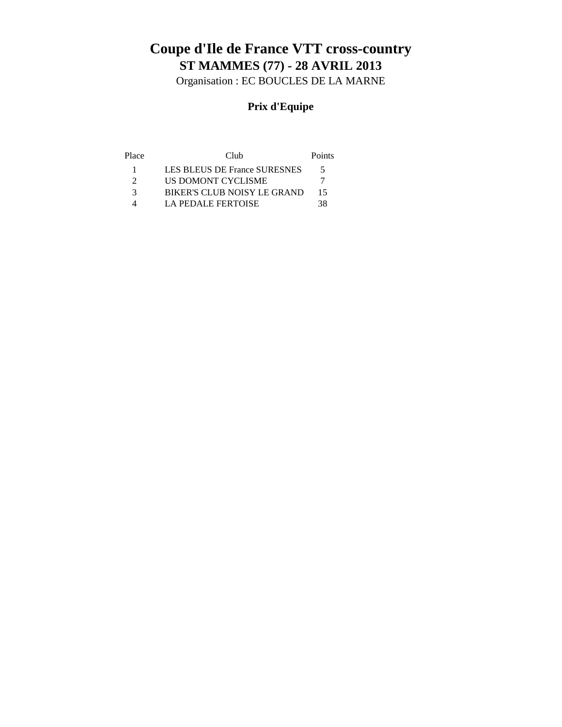# Coupe d'Ile de France VTT cross-country

## ST MAMMES (77) - 28 AVRIL 2013

Organisation : EC BOUCLES DE LA MARNE

### Prix d'Equipe

| Place | Club | Points |
|---|---|---|
| 1 | LES BLEUS DE France SURESNES | 5 |
| 2 | US DOMONT CYCLISME | 7 |
| 3 | BIKER'S CLUB NOISY LE GRAND | 15 |
| 4 | LA PEDALE FERTOISE | 38 |